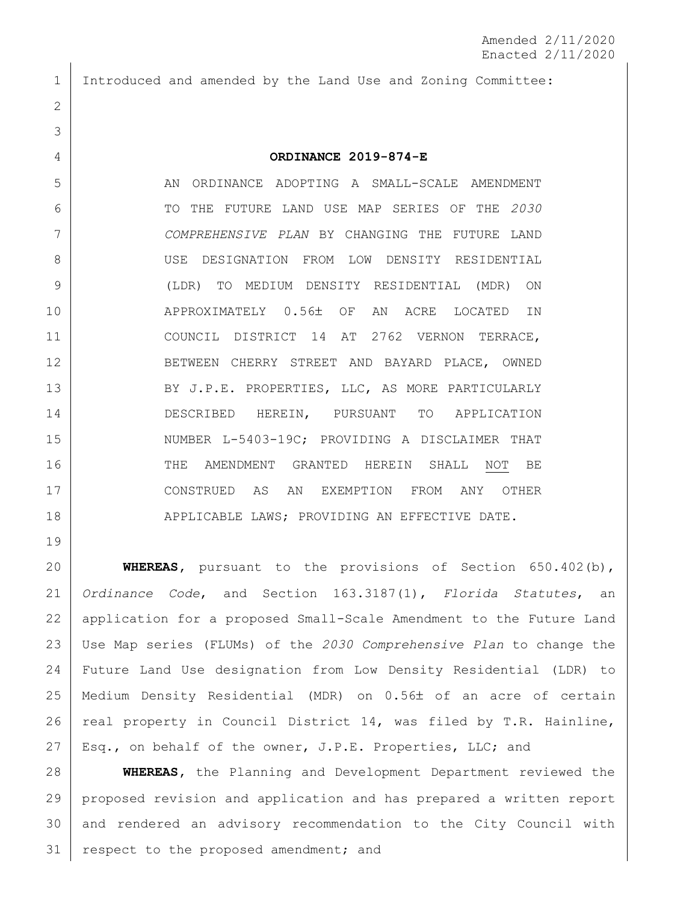Amended 2/11/2020
Enacted 2/11/2020

Introduced and amended by the Land Use and Zoning Committee:

**ORDINANCE 2019-874-E**

AN ORDINANCE ADOPTING A SMALL-SCALE AMENDMENT TO THE FUTURE LAND USE MAP SERIES OF THE *2030 COMPREHENSIVE PLAN* BY CHANGING THE FUTURE LAND USE DESIGNATION FROM LOW DENSITY RESIDENTIAL (LDR) TO MEDIUM DENSITY RESIDENTIAL (MDR) ON APPROXIMATELY 0.56± OF AN ACRE LOCATED IN COUNCIL DISTRICT 14 AT 2762 VERNON TERRACE, BETWEEN CHERRY STREET AND BAYARD PLACE, OWNED BY J.P.E. PROPERTIES, LLC, AS MORE PARTICULARLY DESCRIBED HEREIN, PURSUANT TO APPLICATION NUMBER L-5403-19C; PROVIDING A DISCLAIMER THAT THE AMENDMENT GRANTED HEREIN SHALL NOT BE CONSTRUED AS AN EXEMPTION FROM ANY OTHER APPLICABLE LAWS; PROVIDING AN EFFECTIVE DATE.

**WHEREAS**, pursuant to the provisions of Section 650.402(b), *Ordinance Code*, and Section 163.3187(1), *Florida Statutes*, an application for a proposed Small-Scale Amendment to the Future Land Use Map series (FLUMs) of the *2030 Comprehensive Plan* to change the Future Land Use designation from Low Density Residential (LDR) to Medium Density Residential (MDR) on 0.56± of an acre of certain real property in Council District 14, was filed by T.R. Hainline, Esq., on behalf of the owner, J.P.E. Properties, LLC; and

**WHEREAS**, the Planning and Development Department reviewed the proposed revision and application and has prepared a written report and rendered an advisory recommendation to the City Council with respect to the proposed amendment; and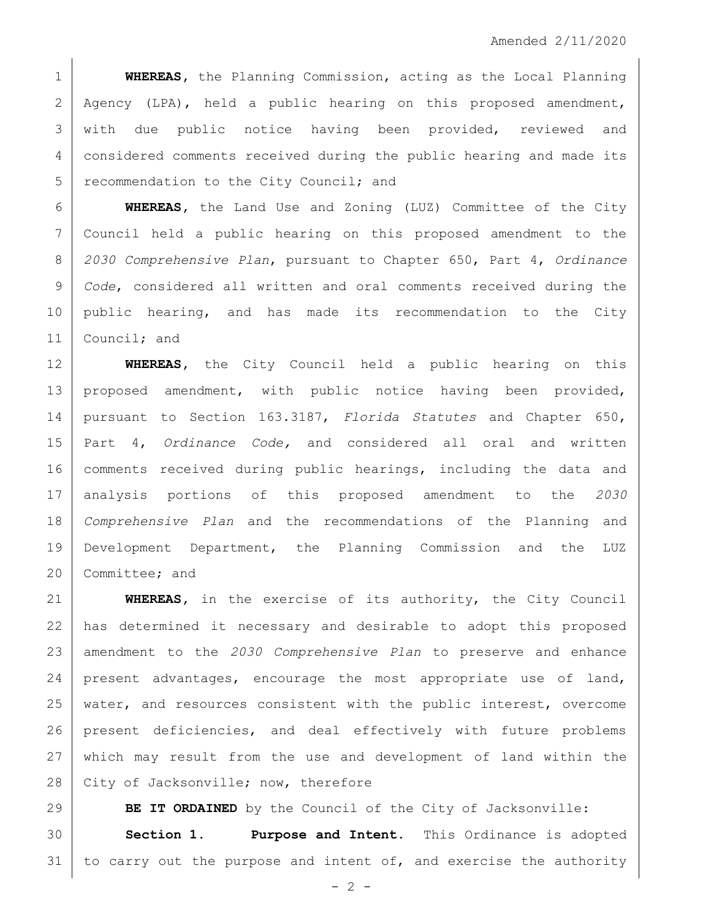**WHEREAS**, the Planning Commission, acting as the Local Planning Agency (LPA), held a public hearing on this proposed amendment, with due public notice having been provided, reviewed and considered comments received during the public hearing and made its recommendation to the City Council; and

**WHEREAS**, the Land Use and Zoning (LUZ) Committee of the City Council held a public hearing on this proposed amendment to the *2030 Comprehensive Plan*, pursuant to Chapter 650, Part 4, *Ordinance Code*, considered all written and oral comments received during the public hearing, and has made its recommendation to the City Council; and

**WHEREAS**, the City Council held a public hearing on this proposed amendment, with public notice having been provided, pursuant to Section 163.3187, *Florida Statutes* and Chapter 650, Part 4, *Ordinance Code,* and considered all oral and written comments received during public hearings, including the data and analysis portions of this proposed amendment to the *2030 Comprehensive Plan* and the recommendations of the Planning and Development Department, the Planning Commission and the LUZ Committee; and

**WHEREAS**, in the exercise of its authority, the City Council has determined it necessary and desirable to adopt this proposed amendment to the *2030 Comprehensive Plan* to preserve and enhance present advantages, encourage the most appropriate use of land, water, and resources consistent with the public interest, overcome present deficiencies, and deal effectively with future problems which may result from the use and development of land within the City of Jacksonville; now, therefore

**BE IT ORDAINED** by the Council of the City of Jacksonville:

**Section 1. Purpose and Intent.** This Ordinance is adopted to carry out the purpose and intent of, and exercise the authority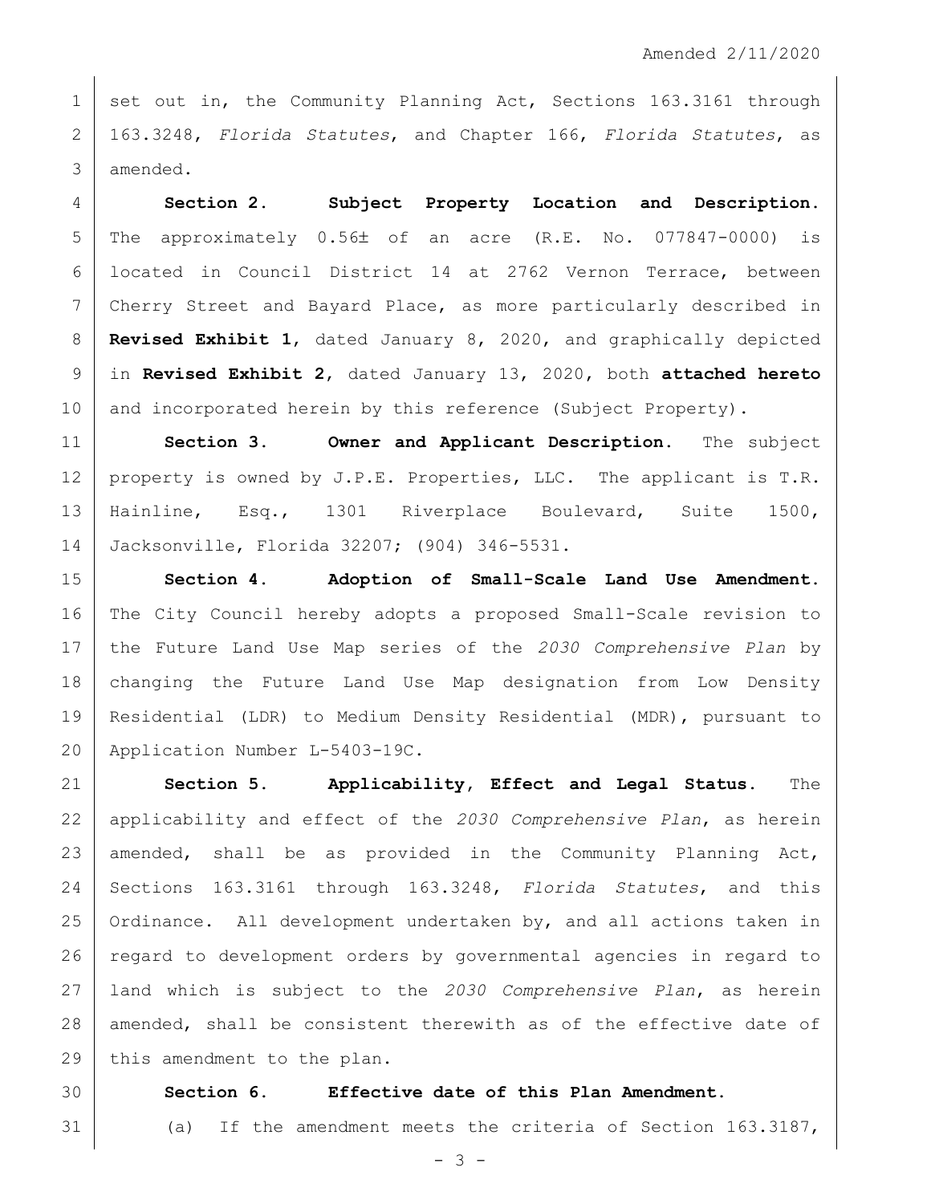set out in, the Community Planning Act, Sections 163.3161 through 163.3248, *Florida Statutes*, and Chapter 166, *Florida Statutes*, as amended.

**Section 2. Subject Property Location and Description.** The approximately 0.56± of an acre (R.E. No. 077847-0000) is located in Council District 14 at 2762 Vernon Terrace, between Cherry Street and Bayard Place, as more particularly described in **Revised Exhibit 1**, dated January 8, 2020, and graphically depicted in **Revised Exhibit 2**, dated January 13, 2020, both **attached hereto** and incorporated herein by this reference (Subject Property).

**Section 3. Owner and Applicant Description.** The subject property is owned by J.P.E. Properties, LLC. The applicant is T.R. Hainline, Esq., 1301 Riverplace Boulevard, Suite 1500, Jacksonville, Florida 32207; (904) 346-5531.

**Section 4. Adoption of Small-Scale Land Use Amendment.** The City Council hereby adopts a proposed Small-Scale revision to the Future Land Use Map series of the *2030 Comprehensive Plan* by changing the Future Land Use Map designation from Low Density Residential (LDR) to Medium Density Residential (MDR), pursuant to Application Number L-5403-19C.

**Section 5. Applicability, Effect and Legal Status.** The applicability and effect of the *2030 Comprehensive Plan*, as herein amended, shall be as provided in the Community Planning Act, Sections 163.3161 through 163.3248, *Florida Statutes*, and this Ordinance. All development undertaken by, and all actions taken in regard to development orders by governmental agencies in regard to land which is subject to the *2030 Comprehensive Plan*, as herein amended, shall be consistent therewith as of the effective date of this amendment to the plan.

**Section 6. Effective date of this Plan Amendment.**

(a) If the amendment meets the criteria of Section 163.3187,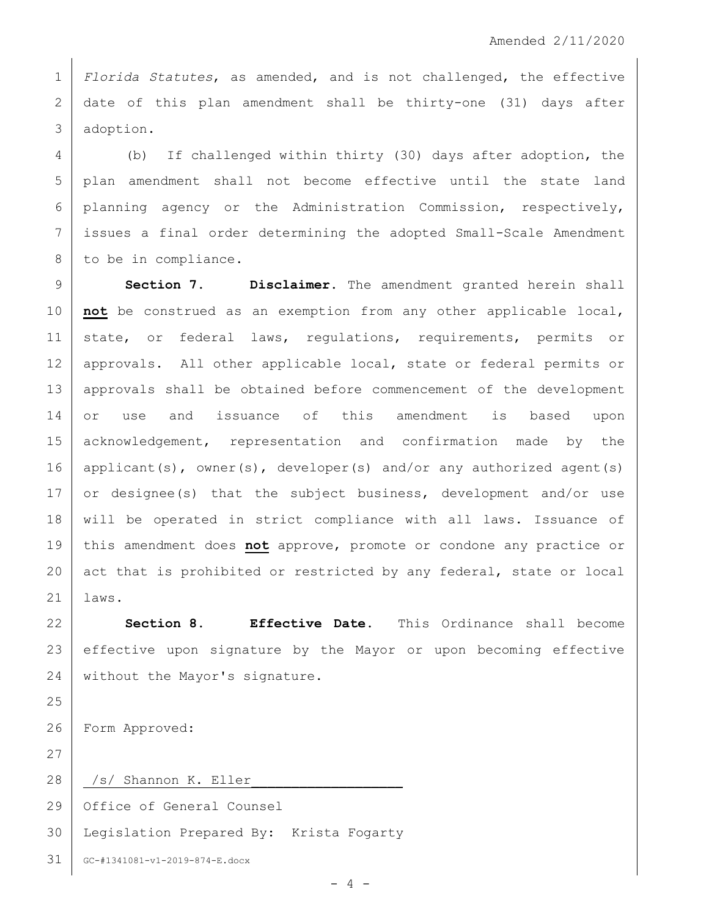*Florida Statutes*, as amended, and is not challenged, the effective date of this plan amendment shall be thirty-one (31) days after adoption.

(b) If challenged within thirty (30) days after adoption, the plan amendment shall not become effective until the state land planning agency or the Administration Commission, respectively, issues a final order determining the adopted Small-Scale Amendment to be in compliance.

**Section 7. Disclaimer.** The amendment granted herein shall **not** be construed as an exemption from any other applicable local, state, or federal laws, regulations, requirements, permits or approvals. All other applicable local, state or federal permits or approvals shall be obtained before commencement of the development or use and issuance of this amendment is based upon acknowledgement, representation and confirmation made by the applicant(s), owner(s), developer(s) and/or any authorized agent(s) or designee(s) that the subject business, development and/or use will be operated in strict compliance with all laws. Issuance of this amendment does **not** approve, promote or condone any practice or act that is prohibited or restricted by any federal, state or local laws.

**Section 8. Effective Date.** This Ordinance shall become effective upon signature by the Mayor or upon becoming effective without the Mayor's signature.

Form Approved:

/s/ Shannon K. Eller

Office of General Counsel

Legislation Prepared By: Krista Fogarty

GC-#1341081-v1-2019-874-E.docx